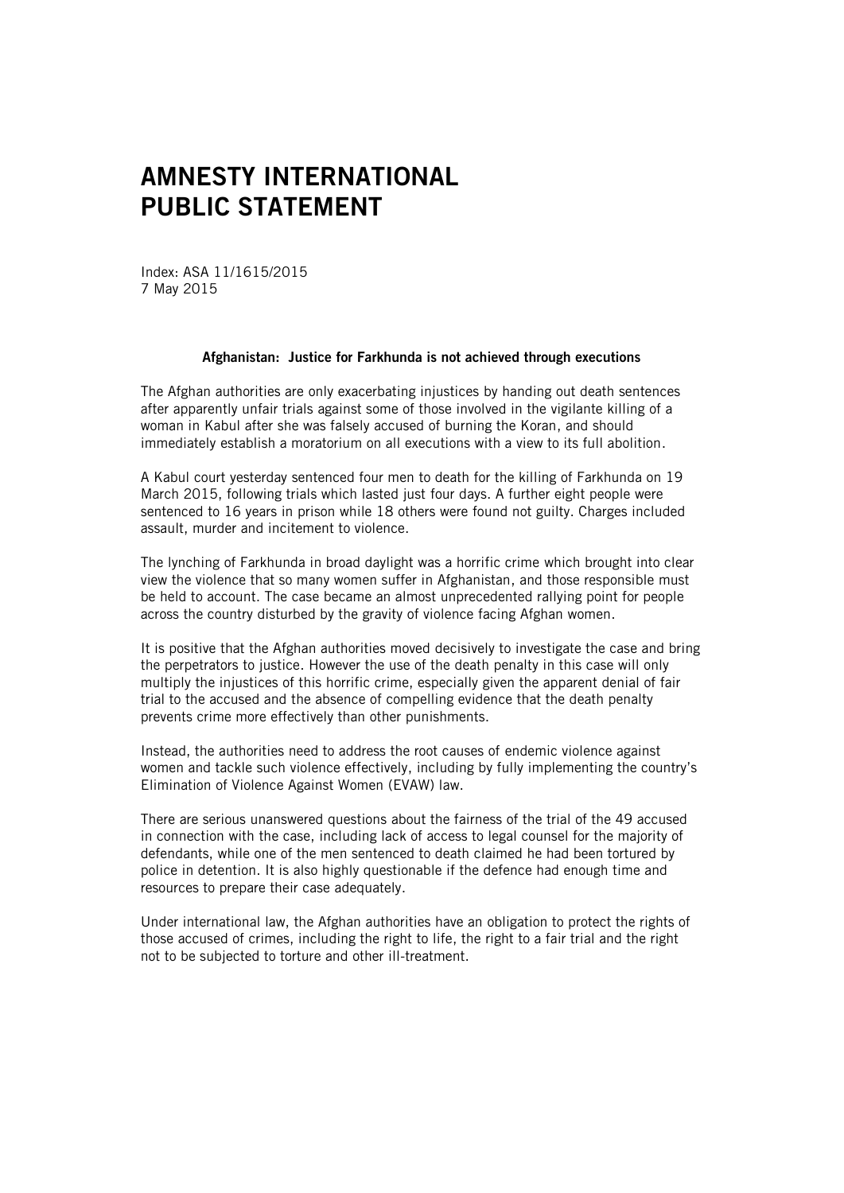# AMNESTY INTERNATIONAL PUBLIC STATEMENT

Index: ASA 11/1615/2015
7 May 2015

**Afghanistan: Justice for Farkhunda is not achieved through executions**

The Afghan authorities are only exacerbating injustices by handing out death sentences after apparently unfair trials against some of those involved in the vigilante killing of a woman in Kabul after she was falsely accused of burning the Koran, and should immediately establish a moratorium on all executions with a view to its full abolition.

A Kabul court yesterday sentenced four men to death for the killing of Farkhunda on 19 March 2015, following trials which lasted just four days. A further eight people were sentenced to 16 years in prison while 18 others were found not guilty. Charges included assault, murder and incitement to violence.

The lynching of Farkhunda in broad daylight was a horrific crime which brought into clear view the violence that so many women suffer in Afghanistan, and those responsible must be held to account. The case became an almost unprecedented rallying point for people across the country disturbed by the gravity of violence facing Afghan women.

It is positive that the Afghan authorities moved decisively to investigate the case and bring the perpetrators to justice. However the use of the death penalty in this case will only multiply the injustices of this horrific crime, especially given the apparent denial of fair trial to the accused and the absence of compelling evidence that the death penalty prevents crime more effectively than other punishments.

Instead, the authorities need to address the root causes of endemic violence against women and tackle such violence effectively, including by fully implementing the country's Elimination of Violence Against Women (EVAW) law.

There are serious unanswered questions about the fairness of the trial of the 49 accused in connection with the case, including lack of access to legal counsel for the majority of defendants, while one of the men sentenced to death claimed he had been tortured by police in detention. It is also highly questionable if the defence had enough time and resources to prepare their case adequately.

Under international law, the Afghan authorities have an obligation to protect the rights of those accused of crimes, including the right to life, the right to a fair trial and the right not to be subjected to torture and other ill-treatment.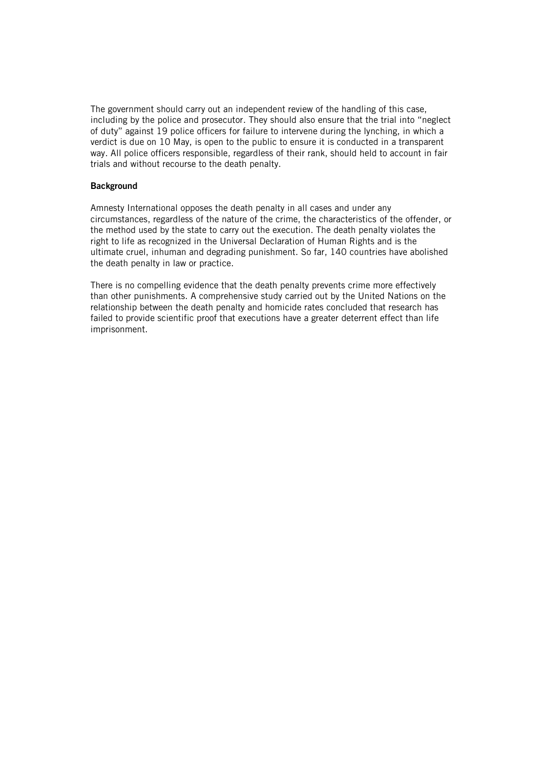The government should carry out an independent review of the handling of this case, including by the police and prosecutor. They should also ensure that the trial into "neglect of duty" against 19 police officers for failure to intervene during the lynching, in which a verdict is due on 10 May, is open to the public to ensure it is conducted in a transparent way. All police officers responsible, regardless of their rank, should held to account in fair trials and without recourse to the death penalty.

**Background**

Amnesty International opposes the death penalty in all cases and under any circumstances, regardless of the nature of the crime, the characteristics of the offender, or the method used by the state to carry out the execution. The death penalty violates the right to life as recognized in the Universal Declaration of Human Rights and is the ultimate cruel, inhuman and degrading punishment. So far, 140 countries have abolished the death penalty in law or practice.

There is no compelling evidence that the death penalty prevents crime more effectively than other punishments. A comprehensive study carried out by the United Nations on the relationship between the death penalty and homicide rates concluded that research has failed to provide scientific proof that executions have a greater deterrent effect than life imprisonment.